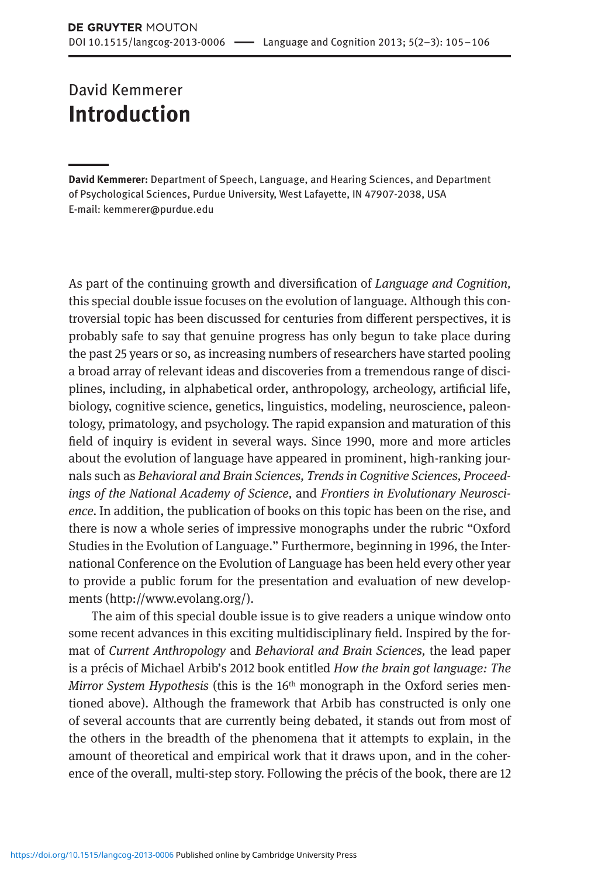David Kemmerer

# Introduction

**David Kemmerer:** Department of Speech, Language, and Hearing Sciences, and Department of Psychological Sciences, Purdue University, West Lafayette, IN 47907-2038, USA
E-mail: kemmerer@purdue.edu

As part of the continuing growth and diversification of *Language and Cognition,* this special double issue focuses on the evolution of language. Although this controversial topic has been discussed for centuries from different perspectives, it is probably safe to say that genuine progress has only begun to take place during the past 25 years or so, as increasing numbers of researchers have started pooling a broad array of relevant ideas and discoveries from a tremendous range of disciplines, including, in alphabetical order, anthropology, archeology, artificial life, biology, cognitive science, genetics, linguistics, modeling, neuroscience, paleontology, primatology, and psychology. The rapid expansion and maturation of this field of inquiry is evident in several ways. Since 1990, more and more articles about the evolution of language have appeared in prominent, high-ranking journals such as *Behavioral and Brain Sciences, Trends in Cognitive Sciences, Proceedings of the National Academy of Science,* and *Frontiers in Evolutionary Neuroscience.* In addition, the publication of books on this topic has been on the rise, and there is now a whole series of impressive monographs under the rubric "Oxford Studies in the Evolution of Language." Furthermore, beginning in 1996, the International Conference on the Evolution of Language has been held every other year to provide a public forum for the presentation and evaluation of new developments (http://www.evolang.org/).

The aim of this special double issue is to give readers a unique window onto some recent advances in this exciting multidisciplinary field. Inspired by the format of *Current Anthropology* and *Behavioral and Brain Sciences,* the lead paper is a précis of Michael Arbib's 2012 book entitled *How the brain got language: The Mirror System Hypothesis* (this is the 16th monograph in the Oxford series mentioned above). Although the framework that Arbib has constructed is only one of several accounts that are currently being debated, it stands out from most of the others in the breadth of the phenomena that it attempts to explain, in the amount of theoretical and empirical work that it draws upon, and in the coherence of the overall, multi-step story. Following the précis of the book, there are 12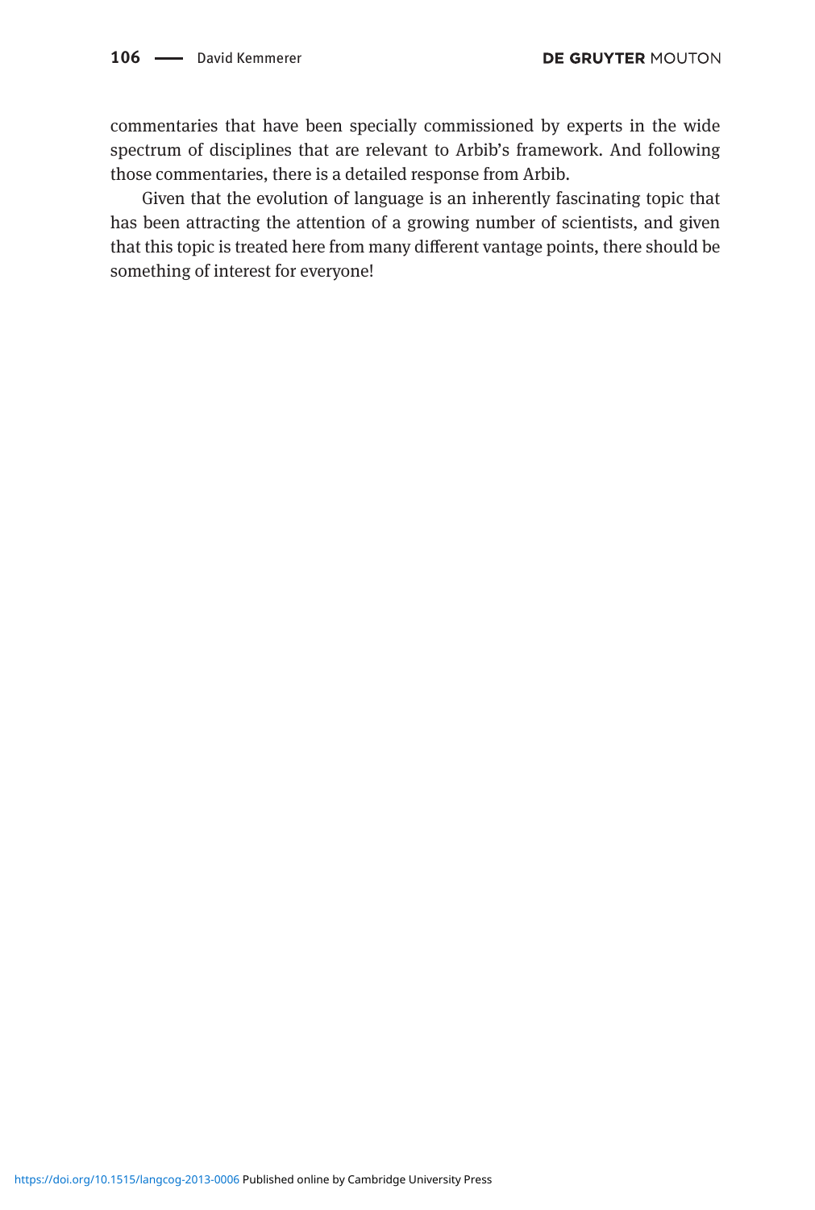commentaries that have been specially commissioned by experts in the wide spectrum of disciplines that are relevant to Arbib's framework. And following those commentaries, there is a detailed response from Arbib.

Given that the evolution of language is an inherently fascinating topic that has been attracting the attention of a growing number of scientists, and given that this topic is treated here from many different vantage points, there should be something of interest for everyone!